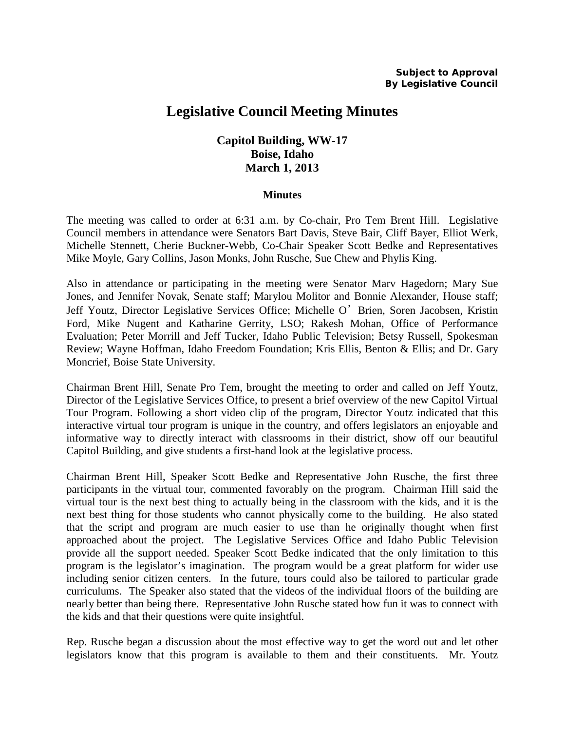**Subject to Approval**
**By Legislative Council**

# Legislative Council Meeting Minutes

## Capitol Building, WW-17
## Boise, Idaho
## March 1, 2013

### Minutes

The meeting was called to order at 6:31 a.m. by Co-chair, Pro Tem Brent Hill. Legislative Council members in attendance were Senators Bart Davis, Steve Bair, Cliff Bayer, Elliot Werk, Michelle Stennett, Cherie Buckner-Webb, Co-Chair Speaker Scott Bedke and Representatives Mike Moyle, Gary Collins, Jason Monks, John Rusche, Sue Chew and Phylis King.

Also in attendance or participating in the meeting were Senator Marv Hagedorn; Mary Sue Jones, and Jennifer Novak, Senate staff; Marylou Molitor and Bonnie Alexander, House staff; Jeff Youtz, Director Legislative Services Office; Michelle O'Brien, Soren Jacobsen, Kristin Ford, Mike Nugent and Katharine Gerrity, LSO; Rakesh Mohan, Office of Performance Evaluation; Peter Morrill and Jeff Tucker, Idaho Public Television; Betsy Russell, Spokesman Review; Wayne Hoffman, Idaho Freedom Foundation; Kris Ellis, Benton & Ellis; and Dr. Gary Moncrief, Boise State University.

Chairman Brent Hill, Senate Pro Tem, brought the meeting to order and called on Jeff Youtz, Director of the Legislative Services Office, to present a brief overview of the new Capitol Virtual Tour Program. Following a short video clip of the program, Director Youtz indicated that this interactive virtual tour program is unique in the country, and offers legislators an enjoyable and informative way to directly interact with classrooms in their district, show off our beautiful Capitol Building, and give students a first-hand look at the legislative process.

Chairman Brent Hill, Speaker Scott Bedke and Representative John Rusche, the first three participants in the virtual tour, commented favorably on the program. Chairman Hill said the virtual tour is the next best thing to actually being in the classroom with the kids, and it is the next best thing for those students who cannot physically come to the building. He also stated that the script and program are much easier to use than he originally thought when first approached about the project. The Legislative Services Office and Idaho Public Television provide all the support needed. Speaker Scott Bedke indicated that the only limitation to this program is the legislator's imagination. The program would be a great platform for wider use including senior citizen centers. In the future, tours could also be tailored to particular grade curriculums. The Speaker also stated that the videos of the individual floors of the building are nearly better than being there. Representative John Rusche stated how fun it was to connect with the kids and that their questions were quite insightful.

Rep. Rusche began a discussion about the most effective way to get the word out and let other legislators know that this program is available to them and their constituents. Mr. Youtz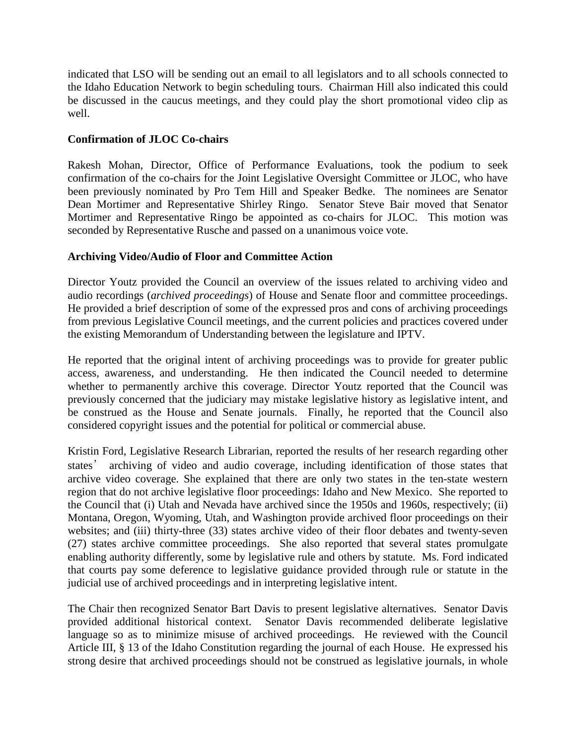indicated that LSO will be sending out an email to all legislators and to all schools connected to the Idaho Education Network to begin scheduling tours. Chairman Hill also indicated this could be discussed in the caucus meetings, and they could play the short promotional video clip as well.

**Confirmation of JLOC Co-chairs**

Rakesh Mohan, Director, Office of Performance Evaluations, took the podium to seek confirmation of the co-chairs for the Joint Legislative Oversight Committee or JLOC, who have been previously nominated by Pro Tem Hill and Speaker Bedke. The nominees are Senator Dean Mortimer and Representative Shirley Ringo. Senator Steve Bair moved that Senator Mortimer and Representative Ringo be appointed as co-chairs for JLOC. This motion was seconded by Representative Rusche and passed on a unanimous voice vote.

**Archiving Video/Audio of Floor and Committee Action**

Director Youtz provided the Council an overview of the issues related to archiving video and audio recordings (*archived proceedings*) of House and Senate floor and committee proceedings. He provided a brief description of some of the expressed pros and cons of archiving proceedings from previous Legislative Council meetings, and the current policies and practices covered under the existing Memorandum of Understanding between the legislature and IPTV.

He reported that the original intent of archiving proceedings was to provide for greater public access, awareness, and understanding. He then indicated the Council needed to determine whether to permanently archive this coverage. Director Youtz reported that the Council was previously concerned that the judiciary may mistake legislative history as legislative intent, and be construed as the House and Senate journals. Finally, he reported that the Council also considered copyright issues and the potential for political or commercial abuse.

Kristin Ford, Legislative Research Librarian, reported the results of her research regarding other states' archiving of video and audio coverage, including identification of those states that archive video coverage. She explained that there are only two states in the ten-state western region that do not archive legislative floor proceedings: Idaho and New Mexico. She reported to the Council that (i) Utah and Nevada have archived since the 1950s and 1960s, respectively; (ii) Montana, Oregon, Wyoming, Utah, and Washington provide archived floor proceedings on their websites; and (iii) thirty-three (33) states archive video of their floor debates and twenty-seven (27) states archive committee proceedings. She also reported that several states promulgate enabling authority differently, some by legislative rule and others by statute. Ms. Ford indicated that courts pay some deference to legislative guidance provided through rule or statute in the judicial use of archived proceedings and in interpreting legislative intent.

The Chair then recognized Senator Bart Davis to present legislative alternatives. Senator Davis provided additional historical context. Senator Davis recommended deliberate legislative language so as to minimize misuse of archived proceedings. He reviewed with the Council Article III, § 13 of the Idaho Constitution regarding the journal of each House. He expressed his strong desire that archived proceedings should not be construed as legislative journals, in whole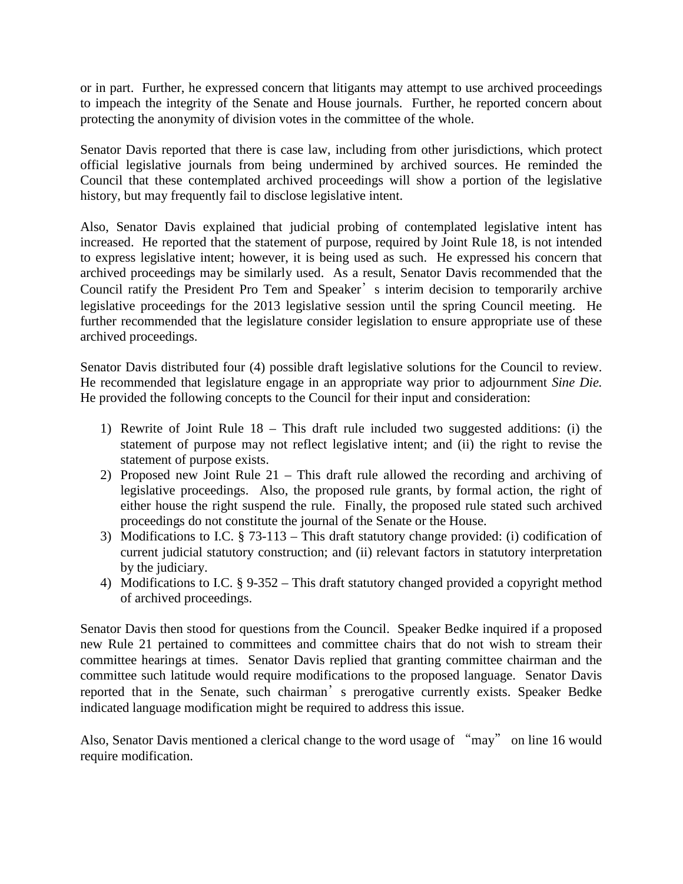or in part. Further, he expressed concern that litigants may attempt to use archived proceedings to impeach the integrity of the Senate and House journals. Further, he reported concern about protecting the anonymity of division votes in the committee of the whole.

Senator Davis reported that there is case law, including from other jurisdictions, which protect official legislative journals from being undermined by archived sources. He reminded the Council that these contemplated archived proceedings will show a portion of the legislative history, but may frequently fail to disclose legislative intent.

Also, Senator Davis explained that judicial probing of contemplated legislative intent has increased. He reported that the statement of purpose, required by Joint Rule 18, is not intended to express legislative intent; however, it is being used as such. He expressed his concern that archived proceedings may be similarly used. As a result, Senator Davis recommended that the Council ratify the President Pro Tem and Speaker's interim decision to temporarily archive legislative proceedings for the 2013 legislative session until the spring Council meeting. He further recommended that the legislature consider legislation to ensure appropriate use of these archived proceedings.

Senator Davis distributed four (4) possible draft legislative solutions for the Council to review. He recommended that legislature engage in an appropriate way prior to adjournment *Sine Die.* He provided the following concepts to the Council for their input and consideration:

1) Rewrite of Joint Rule 18 – This draft rule included two suggested additions: (i) the statement of purpose may not reflect legislative intent; and (ii) the right to revise the statement of purpose exists.
2) Proposed new Joint Rule 21 – This draft rule allowed the recording and archiving of legislative proceedings. Also, the proposed rule grants, by formal action, the right of either house the right suspend the rule. Finally, the proposed rule stated such archived proceedings do not constitute the journal of the Senate or the House.
3) Modifications to I.C. § 73-113 – This draft statutory change provided: (i) codification of current judicial statutory construction; and (ii) relevant factors in statutory interpretation by the judiciary.
4) Modifications to I.C. § 9-352 – This draft statutory changed provided a copyright method of archived proceedings.

Senator Davis then stood for questions from the Council. Speaker Bedke inquired if a proposed new Rule 21 pertained to committees and committee chairs that do not wish to stream their committee hearings at times. Senator Davis replied that granting committee chairman and the committee such latitude would require modifications to the proposed language. Senator Davis reported that in the Senate, such chairman's prerogative currently exists. Speaker Bedke indicated language modification might be required to address this issue.

Also, Senator Davis mentioned a clerical change to the word usage of "may" on line 16 would require modification.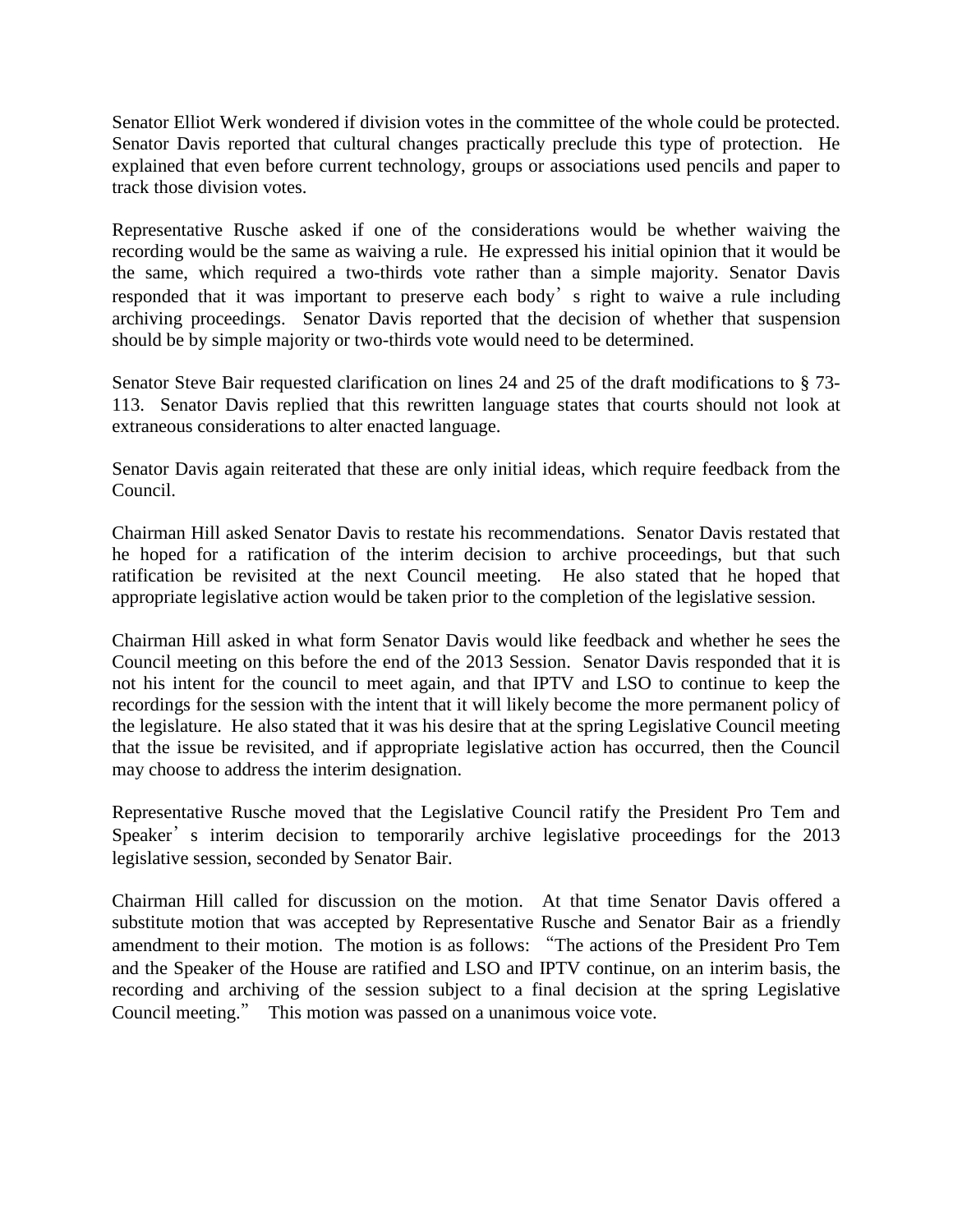Senator Elliot Werk wondered if division votes in the committee of the whole could be protected. Senator Davis reported that cultural changes practically preclude this type of protection. He explained that even before current technology, groups or associations used pencils and paper to track those division votes.

Representative Rusche asked if one of the considerations would be whether waiving the recording would be the same as waiving a rule. He expressed his initial opinion that it would be the same, which required a two-thirds vote rather than a simple majority. Senator Davis responded that it was important to preserve each body's right to waive a rule including archiving proceedings. Senator Davis reported that the decision of whether that suspension should be by simple majority or two-thirds vote would need to be determined.

Senator Steve Bair requested clarification on lines 24 and 25 of the draft modifications to § 73-113. Senator Davis replied that this rewritten language states that courts should not look at extraneous considerations to alter enacted language.

Senator Davis again reiterated that these are only initial ideas, which require feedback from the Council.

Chairman Hill asked Senator Davis to restate his recommendations. Senator Davis restated that he hoped for a ratification of the interim decision to archive proceedings, but that such ratification be revisited at the next Council meeting. He also stated that he hoped that appropriate legislative action would be taken prior to the completion of the legislative session.

Chairman Hill asked in what form Senator Davis would like feedback and whether he sees the Council meeting on this before the end of the 2013 Session. Senator Davis responded that it is not his intent for the council to meet again, and that IPTV and LSO to continue to keep the recordings for the session with the intent that it will likely become the more permanent policy of the legislature. He also stated that it was his desire that at the spring Legislative Council meeting that the issue be revisited, and if appropriate legislative action has occurred, then the Council may choose to address the interim designation.

Representative Rusche moved that the Legislative Council ratify the President Pro Tem and Speaker's interim decision to temporarily archive legislative proceedings for the 2013 legislative session, seconded by Senator Bair.

Chairman Hill called for discussion on the motion. At that time Senator Davis offered a substitute motion that was accepted by Representative Rusche and Senator Bair as a friendly amendment to their motion. The motion is as follows: "The actions of the President Pro Tem and the Speaker of the House are ratified and LSO and IPTV continue, on an interim basis, the recording and archiving of the session subject to a final decision at the spring Legislative Council meeting." This motion was passed on a unanimous voice vote.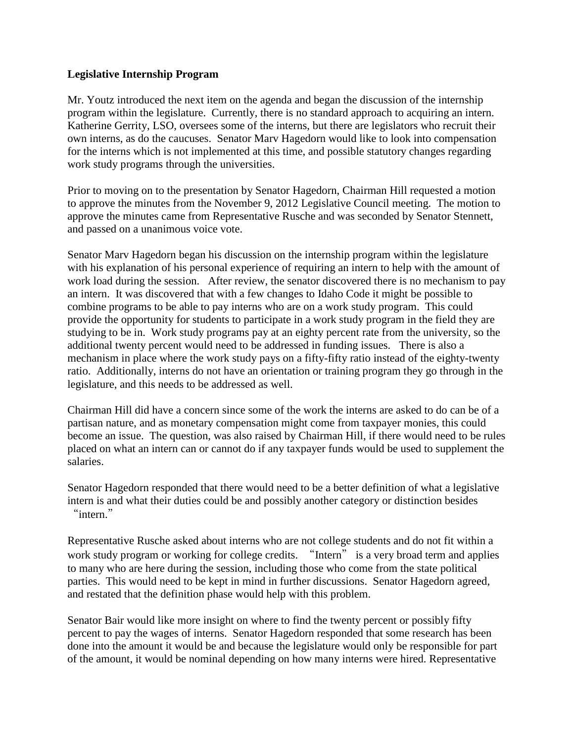**Legislative Internship Program**

Mr. Youtz introduced the next item on the agenda and began the discussion of the internship program within the legislature. Currently, there is no standard approach to acquiring an intern. Katherine Gerrity, LSO, oversees some of the interns, but there are legislators who recruit their own interns, as do the caucuses. Senator Marv Hagedorn would like to look into compensation for the interns which is not implemented at this time, and possible statutory changes regarding work study programs through the universities.

Prior to moving on to the presentation by Senator Hagedorn, Chairman Hill requested a motion to approve the minutes from the November 9, 2012 Legislative Council meeting. The motion to approve the minutes came from Representative Rusche and was seconded by Senator Stennett, and passed on a unanimous voice vote.

Senator Marv Hagedorn began his discussion on the internship program within the legislature with his explanation of his personal experience of requiring an intern to help with the amount of work load during the session. After review, the senator discovered there is no mechanism to pay an intern. It was discovered that with a few changes to Idaho Code it might be possible to combine programs to be able to pay interns who are on a work study program. This could provide the opportunity for students to participate in a work study program in the field they are studying to be in. Work study programs pay at an eighty percent rate from the university, so the additional twenty percent would need to be addressed in funding issues. There is also a mechanism in place where the work study pays on a fifty-fifty ratio instead of the eighty-twenty ratio. Additionally, interns do not have an orientation or training program they go through in the legislature, and this needs to be addressed as well.

Chairman Hill did have a concern since some of the work the interns are asked to do can be of a partisan nature, and as monetary compensation might come from taxpayer monies, this could become an issue. The question, was also raised by Chairman Hill, if there would need to be rules placed on what an intern can or cannot do if any taxpayer funds would be used to supplement the salaries.

Senator Hagedorn responded that there would need to be a better definition of what a legislative intern is and what their duties could be and possibly another category or distinction besides "intern."

Representative Rusche asked about interns who are not college students and do not fit within a work study program or working for college credits. "Intern" is a very broad term and applies to many who are here during the session, including those who come from the state political parties. This would need to be kept in mind in further discussions. Senator Hagedorn agreed, and restated that the definition phase would help with this problem.

Senator Bair would like more insight on where to find the twenty percent or possibly fifty percent to pay the wages of interns. Senator Hagedorn responded that some research has been done into the amount it would be and because the legislature would only be responsible for part of the amount, it would be nominal depending on how many interns were hired. Representative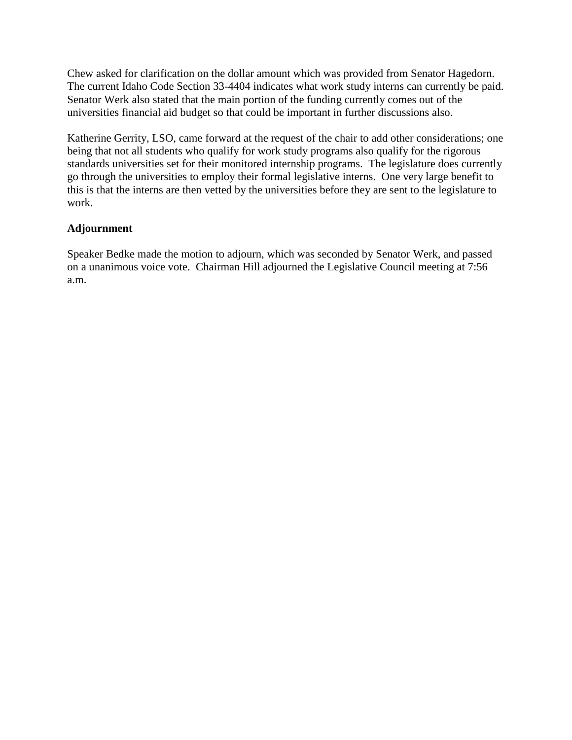Chew asked for clarification on the dollar amount which was provided from Senator Hagedorn. The current Idaho Code Section 33-4404 indicates what work study interns can currently be paid. Senator Werk also stated that the main portion of the funding currently comes out of the universities financial aid budget so that could be important in further discussions also.

Katherine Gerrity, LSO, came forward at the request of the chair to add other considerations; one being that not all students who qualify for work study programs also qualify for the rigorous standards universities set for their monitored internship programs. The legislature does currently go through the universities to employ their formal legislative interns. One very large benefit to this is that the interns are then vetted by the universities before they are sent to the legislature to work.

**Adjournment**

Speaker Bedke made the motion to adjourn, which was seconded by Senator Werk, and passed on a unanimous voice vote. Chairman Hill adjourned the Legislative Council meeting at 7:56 a.m.